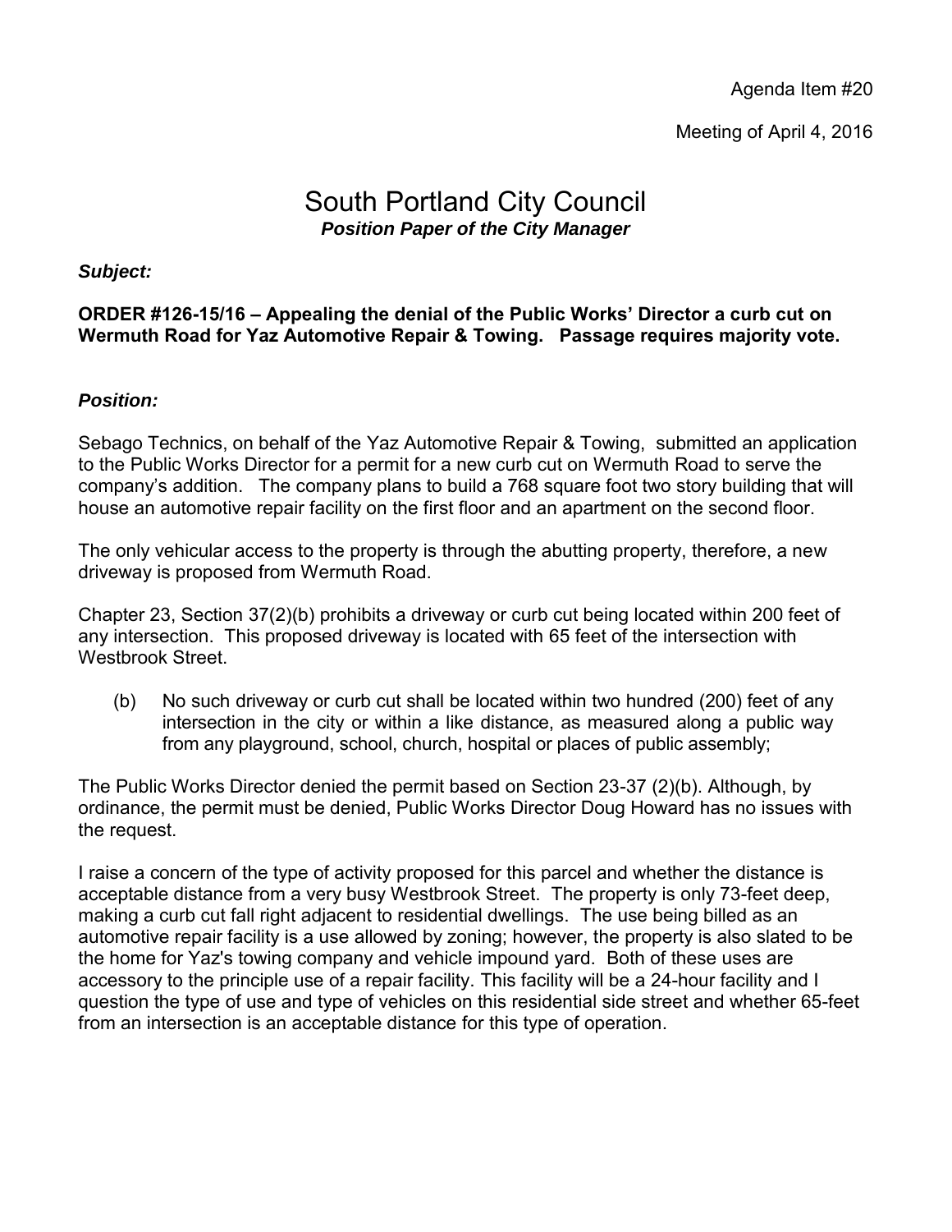Agenda Item #20

Meeting of April 4, 2016

# South Portland City Council

***Position Paper of the City Manager***

***Subject:***

**ORDER #126-15/16 – Appealing the denial of the Public Works' Director a curb cut on Wermuth Road for Yaz Automotive Repair & Towing. Passage requires majority vote.**

***Position:***

Sebago Technics, on behalf of the Yaz Automotive Repair & Towing, submitted an application to the Public Works Director for a permit for a new curb cut on Wermuth Road to serve the company's addition. The company plans to build a 768 square foot two story building that will house an automotive repair facility on the first floor and an apartment on the second floor.

The only vehicular access to the property is through the abutting property, therefore, a new driveway is proposed from Wermuth Road.

Chapter 23, Section 37(2)(b) prohibits a driveway or curb cut being located within 200 feet of any intersection. This proposed driveway is located with 65 feet of the intersection with Westbrook Street.

(b) No such driveway or curb cut shall be located within two hundred (200) feet of any intersection in the city or within a like distance, as measured along a public way from any playground, school, church, hospital or places of public assembly;

The Public Works Director denied the permit based on Section 23-37 (2)(b). Although, by ordinance, the permit must be denied, Public Works Director Doug Howard has no issues with the request.

I raise a concern of the type of activity proposed for this parcel and whether the distance is acceptable distance from a very busy Westbrook Street. The property is only 73-feet deep, making a curb cut fall right adjacent to residential dwellings. The use being billed as an automotive repair facility is a use allowed by zoning; however, the property is also slated to be the home for Yaz's towing company and vehicle impound yard. Both of these uses are accessory to the principle use of a repair facility. This facility will be a 24-hour facility and I question the type of use and type of vehicles on this residential side street and whether 65-feet from an intersection is an acceptable distance for this type of operation.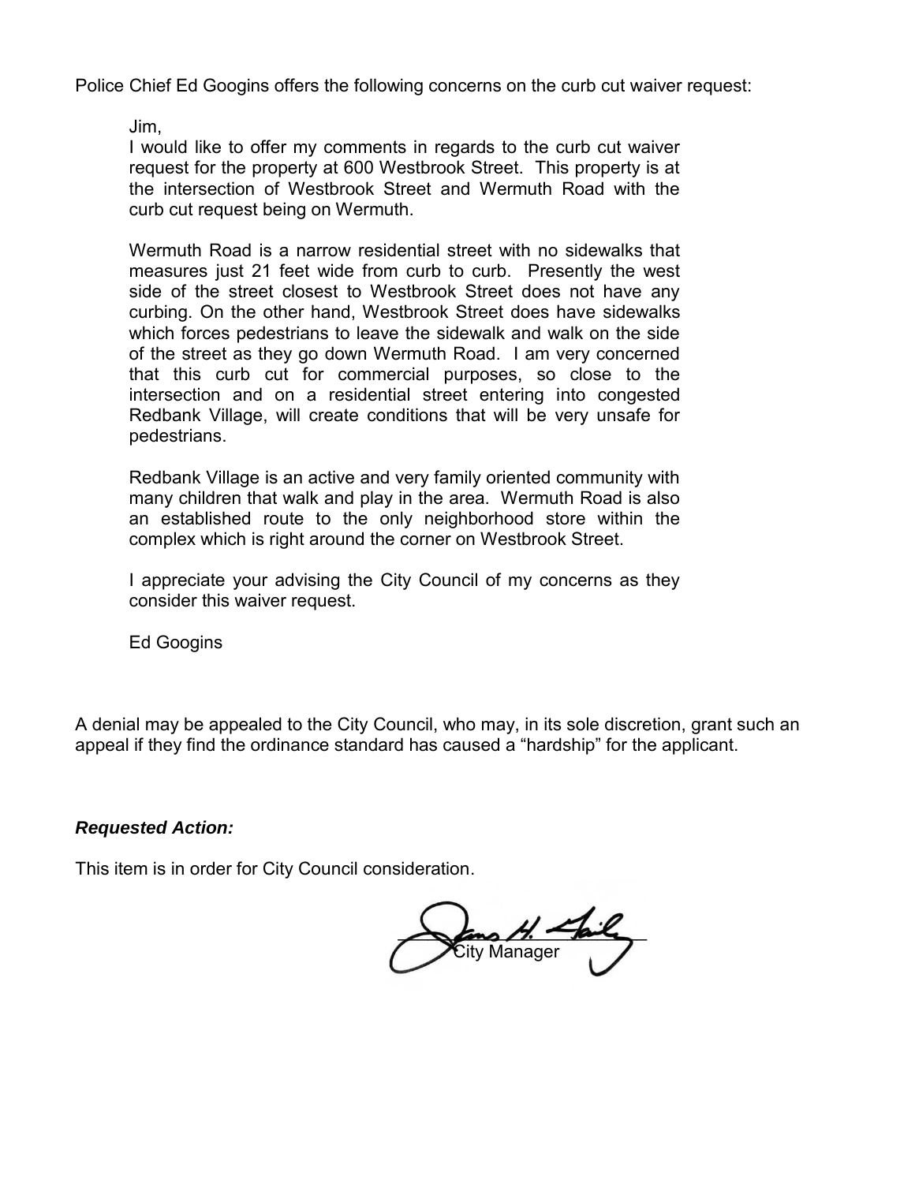Police Chief Ed Googins offers the following concerns on the curb cut waiver request:

> Jim,
> I would like to offer my comments in regards to the curb cut waiver request for the property at 600 Westbrook Street. This property is at the intersection of Westbrook Street and Wermuth Road with the curb cut request being on Wermuth.
>
> Wermuth Road is a narrow residential street with no sidewalks that measures just 21 feet wide from curb to curb. Presently the west side of the street closest to Westbrook Street does not have any curbing. On the other hand, Westbrook Street does have sidewalks which forces pedestrians to leave the sidewalk and walk on the side of the street as they go down Wermuth Road. I am very concerned that this curb cut for commercial purposes, so close to the intersection and on a residential street entering into congested Redbank Village, will create conditions that will be very unsafe for pedestrians.
>
> Redbank Village is an active and very family oriented community with many children that walk and play in the area. Wermuth Road is also an established route to the only neighborhood store within the complex which is right around the corner on Westbrook Street.
>
> I appreciate your advising the City Council of my concerns as they consider this waiver request.
>
> Ed Googins

A denial may be appealed to the City Council, who may, in its sole discretion, grant such an appeal if they find the ordinance standard has caused a "hardship" for the applicant.

***Requested Action:***

This item is in order for City Council consideration.

City Manager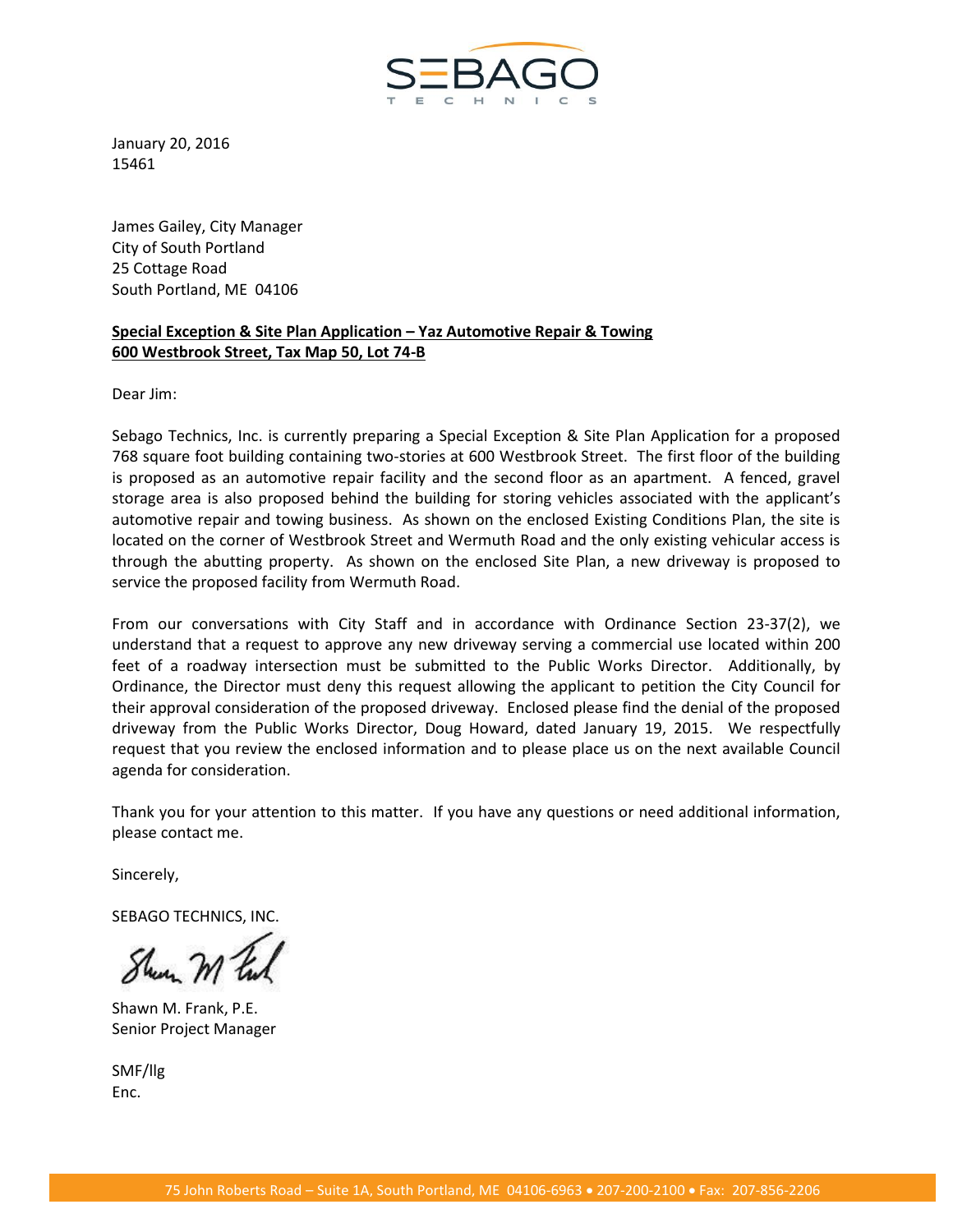SEBAGO

TECHNICS

January 20, 2016
15461

James Gailey, City Manager
City of South Portland
25 Cottage Road
South Portland, ME 04106

**Special Exception & Site Plan Application – Yaz Automotive Repair & Towing**
**600 Westbrook Street, Tax Map 50, Lot 74-B**

Dear Jim:

Sebago Technics, Inc. is currently preparing a Special Exception & Site Plan Application for a proposed 768 square foot building containing two-stories at 600 Westbrook Street. The first floor of the building is proposed as an automotive repair facility and the second floor as an apartment. A fenced, gravel storage area is also proposed behind the building for storing vehicles associated with the applicant's automotive repair and towing business. As shown on the enclosed Existing Conditions Plan, the site is located on the corner of Westbrook Street and Wermuth Road and the only existing vehicular access is through the abutting property. As shown on the enclosed Site Plan, a new driveway is proposed to service the proposed facility from Wermuth Road.

From our conversations with City Staff and in accordance with Ordinance Section 23-37(2), we understand that a request to approve any new driveway serving a commercial use located within 200 feet of a roadway intersection must be submitted to the Public Works Director. Additionally, by Ordinance, the Director must deny this request allowing the applicant to petition the City Council for their approval consideration of the proposed driveway. Enclosed please find the denial of the proposed driveway from the Public Works Director, Doug Howard, dated January 19, 2015. We respectfully request that you review the enclosed information and to please place us on the next available Council agenda for consideration.

Thank you for your attention to this matter. If you have any questions or need additional information, please contact me.

Sincerely,

SEBAGO TECHNICS, INC.

Shawn M. Frank, P.E.
Senior Project Manager

SMF/llg
Enc.

75 John Roberts Road – Suite 1A, South Portland, ME 04106-6963 • 207-200-2100 • Fax: 207-856-2206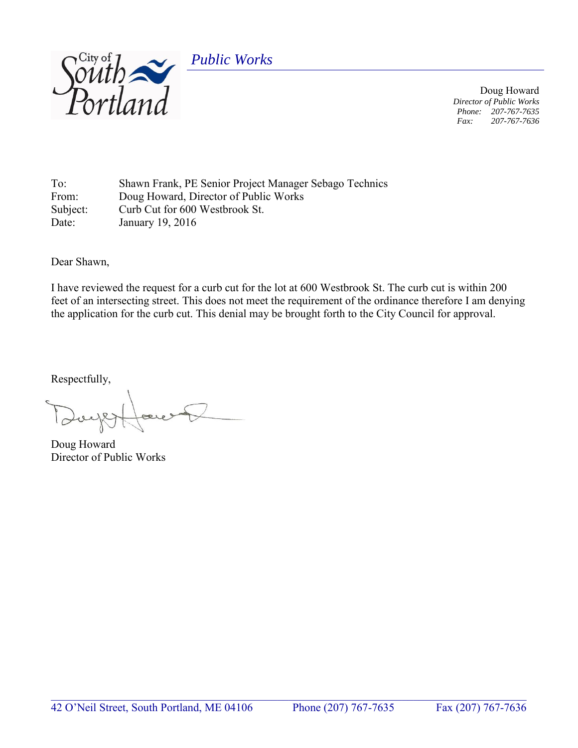*Public Works*

Doug Howard
*Director of Public Works*
*Phone: 207-767-7635*
*Fax: 207-767-7636*

To: Shawn Frank, PE Senior Project Manager Sebago Technics
From: Doug Howard, Director of Public Works
Subject: Curb Cut for 600 Westbrook St.
Date: January 19, 2016

Dear Shawn,

I have reviewed the request for a curb cut for the lot at 600 Westbrook St. The curb cut is within 200 feet of an intersecting street. This does not meet the requirement of the ordinance therefore I am denying the application for the curb cut. This denial may be brought forth to the City Council for approval.

Respectfully,

Doug Howard
Director of Public Works

42 O'Neil Street, South Portland, ME 04106 Phone (207) 767-7635 Fax (207) 767-7636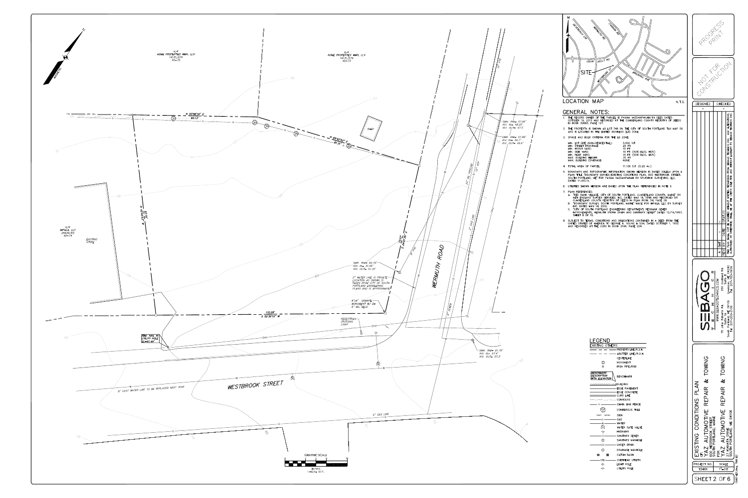## LOCATION MAP

N.T.S.

SITE

## GENERAL NOTES:

1. THE RECORD OWNER OF THE PARCEL IS PAYAM YAZDANPANAH BY DEED DATED OCTOBER 19, 2015 AND RECORDED AT THE CUMBERLAND COUNTY REGISTRY OF DEEDS IN BOOK 32683, PAGE 127.
2. THE PROPERTY IS SHOWN AS LOT 74B ON THE CITY OF SOUTH PORTLAND TAX MAP 50 AND IS LOCATED IN THE LIMITED BUSINESS (LB) ZONE.
3. SPACE AND BULK CRITERIA FOR THE LB ZONE:

| | |
|---|---|
| MIN. LOT SIZE (NON-RESIDENTIAL): | 5,000 S.F. |
| MIN. STREET FRONTAGE: | 25 FT |
| MIN. FRONT YARD: | 15 FT |
| MIN. SIDE YARD: | 15 FT. (50% BLDG. HGT.) |
| MIN. REAR YARD: | 15 FT. (50% BLDG. HGT.) |
| MAX. BUILDING HEIGHT: | 35 FT |
| MAX. BUILDING COVERAGE: | NONE |

4. TOTAL AREA OF PARCEL: 11,105 S.F. (0.25 Ac.)
5. BOUNDARY AND TOPOGRAPHIC INFORMATION SHOWN HEREON IS BASED SOLELY UPON A PLAN TITLE "BOUNDARY SURVEY/EXISTING CONDITIONS PLAN, 600 WESTBROOK STREET, SOUTH PORTLAND, ME" FOR PAYAM YAZDANPANAH BY SPURWINK SURVEYING, LLC, DATED 11-05-15.
6. UTILITIES SHOWN HEREON ARE BASED UPON THE PLAN REFERENCED IN NOTE 5.
7. PLAN REFERENCES:
   a. "RED BANK VILLAGE, CITY OF SOUTH PORTLAND, CUMBERLAND COUNTY, MAINE" BY NEW ENGLAND SURVEY SERVICES, INC. DATED MAY 15, 1945 AND RECORDED AT CUMBERLAND COUNTY REGISTRY OF DEEDS IN PLAN BOOK 34, PAGE 28.
   b. "BOUNDARY SURVEY, SOUTH PORTLAND, MAINE" MADE FOR IMPALA, LLC BY SURVEY INC. DATED MAY 14, 2012.
   c. "CITY OF SOUTH PORTLAND ENGINEERING DEPARTMENT REDBANK SEWER IMPROVEMENTS, WERMUTH STORM DRAIN AND SANITARY SEWER" DATED 12/15/1997, SHEET 8 OF 10.
8. SUBJECT TO TERMS, CONDITIONS AND OBLIGATIONS CONTAINED IN A DEED FROM THE UNITED STATES OF AMERICA TO GEORGE A. YOUNG & SON, DATED OCTOBER 1, 1952 AND RECORDED AT THE CCRD IN BOOK 2106, PAGE 224.

## LEGEND

EXISTING OTHERS

- PROPERTY LINE/R.O.W.
- ABUTTER LINE/R.O.W.
- CENTERLINE
- MONUMENT
- IRON PIPE/ROD
- BENCHMARK (BENCHMARK DESCRIPTION WITH ELEVATION)
- BUILDING
- EDGE PAVEMENT
- EDGE CONCRETE
- CURB LINE
- CONTOURS
- CHAIN LINK FENCE
- CONIFEROUS TREE
- SIGN
- GAS
- WATER
- WATER GATE VALVE
- HYDRANT
- SANITARY SEWER
- SANITARY MANHOLE
- UNDER DRAIN
- DRAINAGE MANHOLE
- CATCH BASIN
- OVERHEAD UTILITY
- LIGHT POLE
- UTILITY POLE

N/F HOME PROPERTIES MMFI, LLC 14131/274 40-73

N/F HOME PROPERTIES MMFI, LLC 14131/274 40-73

N/F IMPALA, LLC 29629/65 40-74

EXISTING STORE

SHED

N 53°36'19" E 60.13'

N 53°42'52" E 61.31'

N 35°36'19" W 98.08'

S 24°01'06" E 72.18'

S 53°36'15" W 110.29'

SMH: RIM= 60.75' INV. IN= 51.45' INV. OUT= 51.35'

2" WATER LINE IS PRIVATE. LOCATION AS SHOWN IS TAKEN FROM CITY OF SOUTH PORTLAND ENGINEERING PLANS AND IS APPROXIMATE.

8"x8" GRANITE MONUMENT W/ DH 6" BIL = 60.0

SMH: RIM= 57.66' INV. IN= 48.25' INV. OUT= 47.5'

SMH: RIM= 57.89' INV. IN= 49.7' INV. OUT= 49.6'

SMH: RIM= 61.79' INV. IN= 57.4' INV. OUT= 57.3'

TBM: NAIL IN UTILITY POLE EL=61.60

PEDESTRIAN CROSSING LIGHT

WERMUTH ROAD

WESTBROOK STREET

8" PVC

24" RS. PRESSURE

12" VCP

2" GAS LINE

8" CAST WATER LINE TO BE REPLACED NEXT YEAR

6" GAS LINE

GRAPHIC SCALE (IN FEET) 1 INCH = 10 FT.

PROGRESS PRINT

NOT FOR CONSTRUCTION

| DESIGNED | CHECKED |
|---|---|
| - | - |

| REV | BY | DATE | STATUS |
|---|---|---|---|
| A | SWF | - | - |

THIS PLAN SHALL NOT BE MODIFIED WITHOUT WRITTEN PERMISSION FROM SEBAGO TECHNICS, INC. ANY ALTERATIONS, AUTHORIZED OR OTHERWISE, SHALL BE AT THE USER'S SOLE RISK AND WITHOUT LIABILITY TO SEBAGO TECHNICS, INC.

SEBAGO TECHNICS

WWW.SEBAGOTECHNICS.COM

75 John Roberts Rd. Suite 4A South Portland, ME 04106 Tel. 207-200-2100

250 Goddard Rd. Suite B Lewiston, ME 04240 Tel. 207-783-5656

EXISTING CONDITIONS PLAN

OF: YAZ AUTOMOTIVE REPAIR & TOWING
600 WESTBROOK STREET
SOUTH PORTLAND, MAINE

FOR: YAZ AUTOMOTIVE REPAIR & TOWING
32 WAHATA DRIVE
SOUTH PORTLAND, ME 04106

| PROJECT NO. | SCALE |
|---|---|
| 15461 | 1"=10' |

SHEET 2 OF 6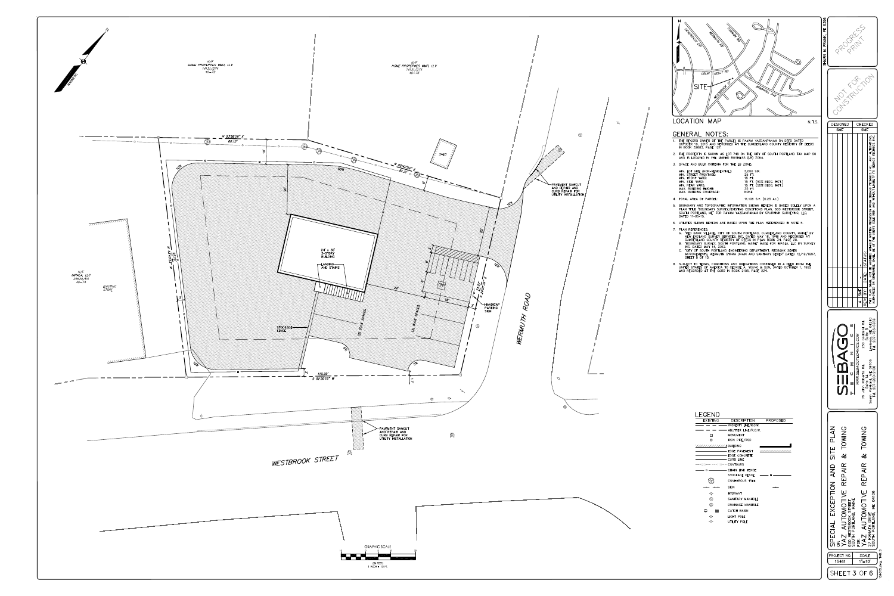# LOCATION MAP

N.T.S.

## GENERAL NOTES:

1. THE RECORD OWNER OF THE PARCEL IS PAYAM YAZDANPANAH BY DEED DATED OCTOBER 19, 2015 AND RECORDED AT THE CUMBERLAND COUNTY REGISTRY OF DEEDS IN BOOK 32683, PAGE 127.
2. THE PROPERTY IS SHOWN AS LOT 74B ON THE CITY OF SOUTH PORTLAND TAX MAP 50 AND IS LOCATED IN THE LIMITED BUSINESS (LB) ZONE.
3. SPACE AND BULK CRITERIA FOR THE LB ZONE:

| | |
|---|---|
| MIN. LOT SIZE (NON-RESIDENTIAL): | 5,000 S.F. |
| MIN. STREET FRONTAGE: | 25 FT |
| MIN. FRONT YARD: | 15 FT |
| MIN. SIDE YARD: | 15 FT. (50% BLDG. HGT.) |
| MIN. REAR YARD: | 15 FT. (50% BLDG. HGT.) |
| MAX. BUILDING HEIGHT: | 35 FT |
| MAX. BUILDING COVERAGE: | NONE |

4. TOTAL AREA OF PARCEL: 11,106 S.F. (0.25 Ac.)
5. BOUNDARY AND TOPOGRAPHIC INFORMATION SHOWN HEREON IS BASED SOLELY UPON A PLAN TITLE "BOUNDARY SURVEY/EXISTING CONDITIONS PLAN, 600 WESTBROOK STREET, SOUTH PORTLAND, ME" FOR PAYAM YAZDANPANAH BY SPURWINK SURVEYING, LLC, DATED 11-05-15.
6. UTILITIES SHOWN HEREON ARE BASED UPON THE PLAN REFERENCED IN NOTE 5.
7. PLAN REFERENCES:
   - A. "RED BANK VILLAGE, CITY OF SOUTH PORTLAND, CUMBERLAND COUNTY, MAINE" BY NEW ENGLAND SURVEY SERVICES, INC. DATED MAY 19, 1949 AND RECORDED AT CUMBERLAND COUNTY REGISTRY OF DEEDS IN PLAN BOOK 34, PAGE 28.
   - B. "BOUNDARY SURVEY, SOUTH PORTLAND, MAINE" MADE FOR IMPALA, LLC BY SURVEY INC. DATED MAY 14, 2012.
   - C. CITY OF SOUTH PORTLAND ENGINEERING DEPARTMENT REDBANK SEWER IMPROVEMENTS, WERMUTH STORM DRAIN AND SANITARY SEWER DATED 12/15/1997, SHEET 8 OF 10.
8. SUBJECT TO TERMS, CONDITIONS AND OBLIGATIONS CONTAINED IN A DEED FROM THE UNITED STATES OF AMERICA TO GEORGE A. YOUNG & SON, DATED OCTOBER 1, 1952 AND RECORDED AT THE CCRD IN BOOK 2106, PAGE 224.

N/F HOME PROPERTIES NMFI, LLC 14131/274 40-72

N/F HOME PROPERTIES NMFI, LLC 14131/274 40-73

N/F IMPALA, LLC 29629/65 40-74

EXISTING STORE

SHED

N 53°36'18" E 60.13'

N 69°42'52" E 81.31'

S 53°36'15" W 110.29'

24' x 36' 2-STORY BUILDING

LANDING AND STAIRS

(2) 9'x18' SPACES

(3) 9'x18' SPACES

HANDICAP PARKING SIGN

STOCKADE FENCE

PAVEMENT SAWCUT AND REPAIR AND CURB REPAIR FOR UTILITY INSTALLATION

WERMUTH ROAD

WESTBROOK STREET

## LEGEND

| EXISTING | DESCRIPTION | PROPOSED |
|---|---|---|
| | PROPERTY LINE/R.O.W. | |
| | ABUTTER LINE/R.O.W. | |
| | MONUMENT | |
| | IRON PIPE/ROD | |
| | BUILDING | |
| | EDGE PAVEMENT | |
| | EDGE CONCRETE | |
| | CURB LINE | |
| | CONTOURS | |
| | CHAIN LINK FENCE | |
| | STOCKADE FENCE | |
| | CONIFEROUS TREE | |
| | SIGN | |
| | HYDRANT | |
| | SANITARY MANHOLE | |
| | DRAINAGE MANHOLE | |
| | CATCH BASIN | |
| | LIGHT POLE | |
| | UTILITY POLE | |

GRAPHIC SCALE (IN FEET) 1 INCH = 10 FT.

SHAWN M. FRANK, PE 6396

PROGRESS PRINT

NOT FOR CONSTRUCTION

| DESIGNED | CHECKED |
|---|---|
| SMF | SMF |

| REV | BY | DATE | STATUS |
|---|---|---|---|
| A | SMF | | |

THIS PLAN SHALL NOT BE MODIFIED WITHOUT WRITTEN PERMISSION FROM SEBAGO TECHNICS, INC. ANY ALTERATIONS, AUTHORIZED OR OTHERWISE, SHALL BE AT THE USER'S SOLE RISK AND WITHOUT LIABILITY TO SEBAGO TECHNICS, INC.

SEBAGO TECHNICS
WWW.SEBAGOTECHNICS.COM
75 John Roberts Rd., Suite 4A, South Portland, ME 04106, Tel. 207-200-2100
250 Goddard Rd., Suite B, Lewiston, ME 04240, Tel. 207-783-5656

SPECIAL EXCEPTION AND SITE PLAN
OF
YAZ AUTOMOTIVE REPAIR & TOWING
600 WESTBROOK STREET
SOUTH PORTLAND, MAINE
FOR
YAZ AUTOMOTIVE REPAIR & TOWING
22 WANATA DRIVE
SOUTH PORTLAND, ME 04106

| PROJECT NO. | SCALE |
|---|---|
| 15461 | 1"=10' |

SHEET 3 OF 6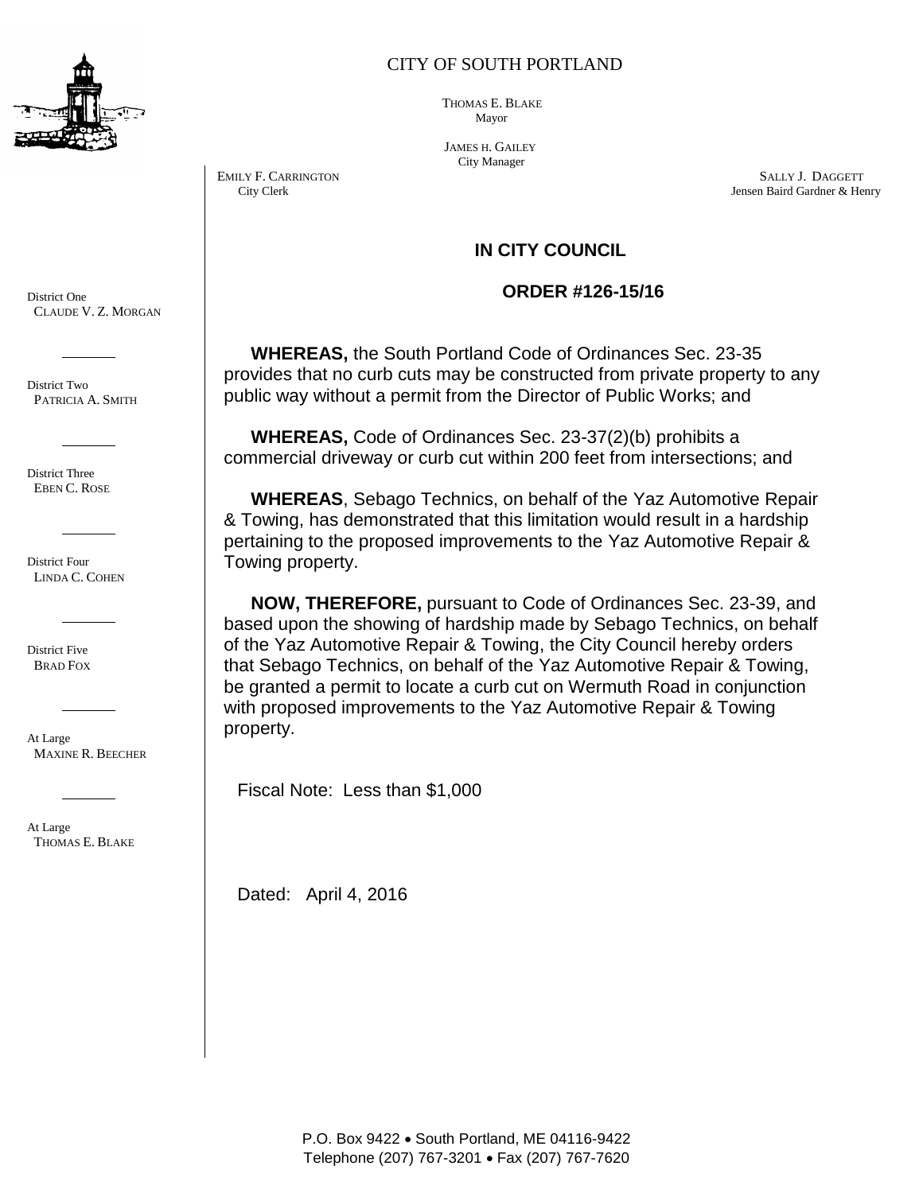CITY OF SOUTH PORTLAND

THOMAS E. BLAKE
Mayor

JAMES H. GAILEY
City Manager

EMILY F. CARRINGTON
City Clerk

SALLY J. DAGGETT
Jensen Baird Gardner & Henry

District One
CLAUDE V. Z. MORGAN

District Two
PATRICIA A. SMITH

District Three
EBEN C. ROSE

District Four
LINDA C. COHEN

District Five
BRAD FOX

At Large
MAXINE R. BEECHER

At Large
THOMAS E. BLAKE

## IN CITY COUNCIL

## ORDER #126-15/16

**WHEREAS,** the South Portland Code of Ordinances Sec. 23-35 provides that no curb cuts may be constructed from private property to any public way without a permit from the Director of Public Works; and

**WHEREAS,** Code of Ordinances Sec. 23-37(2)(b) prohibits a commercial driveway or curb cut within 200 feet from intersections; and

**WHEREAS**, Sebago Technics, on behalf of the Yaz Automotive Repair & Towing, has demonstrated that this limitation would result in a hardship pertaining to the proposed improvements to the Yaz Automotive Repair & Towing property.

**NOW, THEREFORE,** pursuant to Code of Ordinances Sec. 23-39, and based upon the showing of hardship made by Sebago Technics, on behalf of the Yaz Automotive Repair & Towing, the City Council hereby orders that Sebago Technics, on behalf of the Yaz Automotive Repair & Towing, be granted a permit to locate a curb cut on Wermuth Road in conjunction with proposed improvements to the Yaz Automotive Repair & Towing property.

Fiscal Note: Less than $1,000

Dated: April 4, 2016

P.O. Box 9422 • South Portland, ME 04116-9422
Telephone (207) 767-3201 • Fax (207) 767-7620